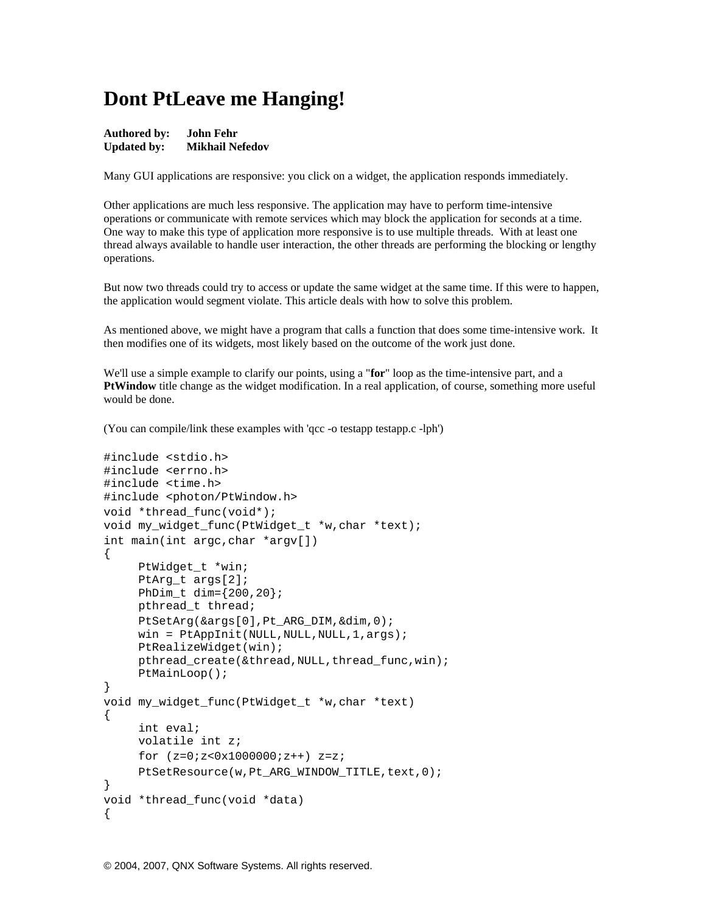# Dont PtLeave me Hanging!

**Authored by:** **John Fehr**
**Updated by:** **Mikhail Nefedov**

Many GUI applications are responsive: you click on a widget, the application responds immediately.

Other applications are much less responsive. The application may have to perform time-intensive operations or communicate with remote services which may block the application for seconds at a time. One way to make this type of application more responsive is to use multiple threads. With at least one thread always available to handle user interaction, the other threads are performing the blocking or lengthy operations.

But now two threads could try to access or update the same widget at the same time. If this were to happen, the application would segment violate. This article deals with how to solve this problem.

As mentioned above, we might have a program that calls a function that does some time-intensive work. It then modifies one of its widgets, most likely based on the outcome of the work just done.

We'll use a simple example to clarify our points, using a "**for**" loop as the time-intensive part, and a **PtWindow** title change as the widget modification. In a real application, of course, something more useful would be done.

(You can compile/link these examples with 'qcc -o testapp testapp.c -lph')

```
#include <stdio.h>
#include <errno.h>
#include <time.h>
#include <photon/PtWindow.h>
void *thread_func(void*);
void my_widget_func(PtWidget_t *w,char *text);
int main(int argc,char *argv[])
{
     PtWidget_t *win;
     PtArg_t args[2];
     PhDim_t dim={200,20};
     pthread_t thread;
     PtSetArg(&args[0],Pt_ARG_DIM,&dim,0);
     win = PtAppInit(NULL,NULL,NULL,1,args);
     PtRealizeWidget(win);
     pthread_create(&thread,NULL,thread_func,win);
     PtMainLoop();
}
void my_widget_func(PtWidget_t *w,char *text)
{
     int eval;
     volatile int z;
     for (z=0;z<0x1000000;z++) z=z;
     PtSetResource(w,Pt_ARG_WINDOW_TITLE,text,0);
}
void *thread_func(void *data)
{
```

© 2004, 2007, QNX Software Systems. All rights reserved.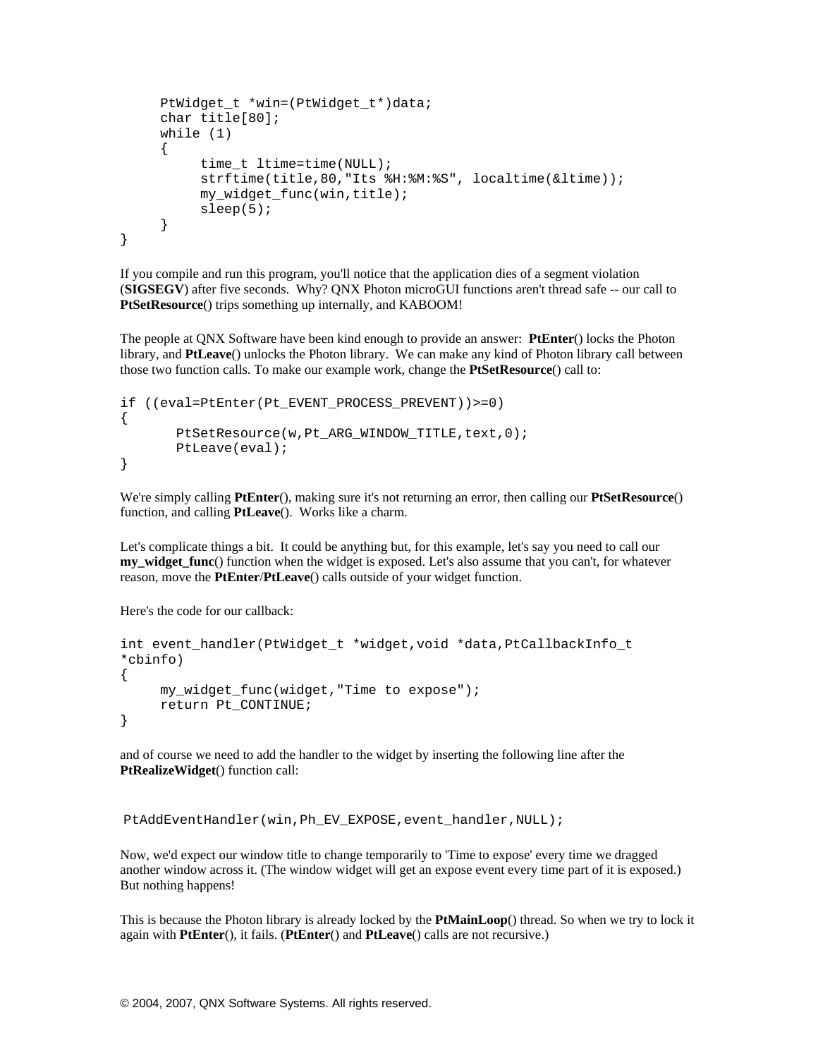```
      PtWidget_t *win=(PtWidget_t*)data;
      char title[80];
      while (1)
      {
           time_t ltime=time(NULL);
           strftime(title,80,"Its %H:%M:%S", localtime(&ltime));
           my_widget_func(win,title);
           sleep(5);
      }
}
```

If you compile and run this program, you'll notice that the application dies of a segment violation (**SIGSEGV**) after five seconds. Why? QNX Photon microGUI functions aren't thread safe -- our call to **PtSetResource**() trips something up internally, and KABOOM!

The people at QNX Software have been kind enough to provide an answer: **PtEnter**() locks the Photon library, and **PtLeave**() unlocks the Photon library. We can make any kind of Photon library call between those two function calls. To make our example work, change the **PtSetResource**() call to:

```
if ((eval=PtEnter(Pt_EVENT_PROCESS_PREVENT))>=0)
{
       PtSetResource(w,Pt_ARG_WINDOW_TITLE,text,0);
       PtLeave(eval);
}
```

We're simply calling **PtEnter**(), making sure it's not returning an error, then calling our **PtSetResource**() function, and calling **PtLeave**(). Works like a charm.

Let's complicate things a bit. It could be anything but, for this example, let's say you need to call our **my_widget_func**() function when the widget is exposed. Let's also assume that you can't, for whatever reason, move the **PtEnter**/**PtLeave**() calls outside of your widget function.

Here's the code for our callback:

```
int event_handler(PtWidget_t *widget,void *data,PtCallbackInfo_t
*cbinfo)
{
     my_widget_func(widget,"Time to expose");
     return Pt_CONTINUE;
}
```

and of course we need to add the handler to the widget by inserting the following line after the **PtRealizeWidget**() function call:

```
PtAddEventHandler(win,Ph_EV_EXPOSE,event_handler,NULL);
```

Now, we'd expect our window title to change temporarily to 'Time to expose' every time we dragged another window across it. (The window widget will get an expose event every time part of it is exposed.) But nothing happens!

This is because the Photon library is already locked by the **PtMainLoop**() thread. So when we try to lock it again with **PtEnter**(), it fails. (**PtEnter**() and **PtLeave**() calls are not recursive.)

© 2004, 2007, QNX Software Systems. All rights reserved.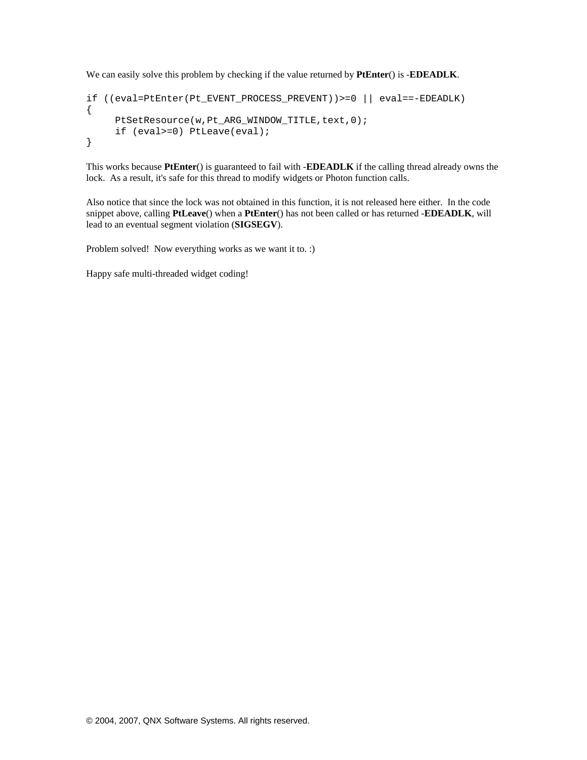We can easily solve this problem by checking if the value returned by **PtEnter**() is -**EDEADLK**.

```
if ((eval=PtEnter(Pt_EVENT_PROCESS_PREVENT))>=0 || eval==-EDEADLK)
{
     PtSetResource(w,Pt_ARG_WINDOW_TITLE,text,0);
     if (eval>=0) PtLeave(eval);
}
```

This works because **PtEnter**() is guaranteed to fail with -**EDEADLK** if the calling thread already owns the lock. As a result, it's safe for this thread to modify widgets or Photon function calls.

Also notice that since the lock was not obtained in this function, it is not released here either. In the code snippet above, calling **PtLeave**() when a **PtEnter**() has not been called or has returned -**EDEADLK**, will lead to an eventual segment violation (**SIGSEGV**).

Problem solved! Now everything works as we want it to. :)

Happy safe multi-threaded widget coding!

© 2004, 2007, QNX Software Systems. All rights reserved.